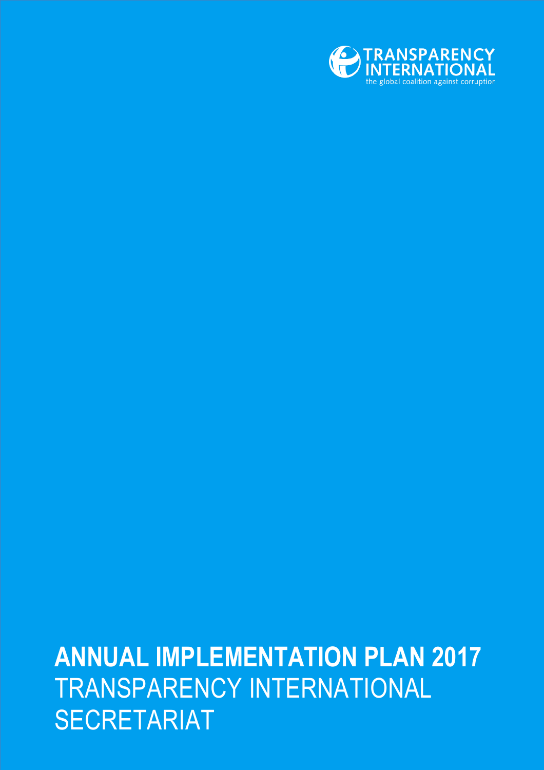TRANSPARENCY INTERNATIONAL
the global coalition against corruption

# ANNUAL IMPLEMENTATION PLAN 2017

TRANSPARENCY INTERNATIONAL SECRETARIAT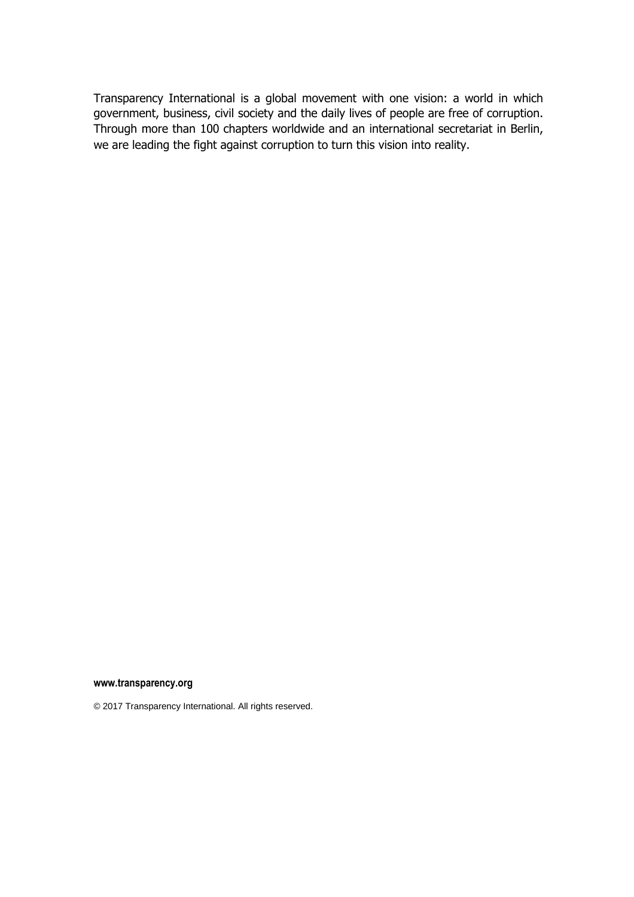Transparency International is a global movement with one vision: a world in which government, business, civil society and the daily lives of people are free of corruption. Through more than 100 chapters worldwide and an international secretariat in Berlin, we are leading the fight against corruption to turn this vision into reality.

**www.transparency.org**

© 2017 Transparency International. All rights reserved.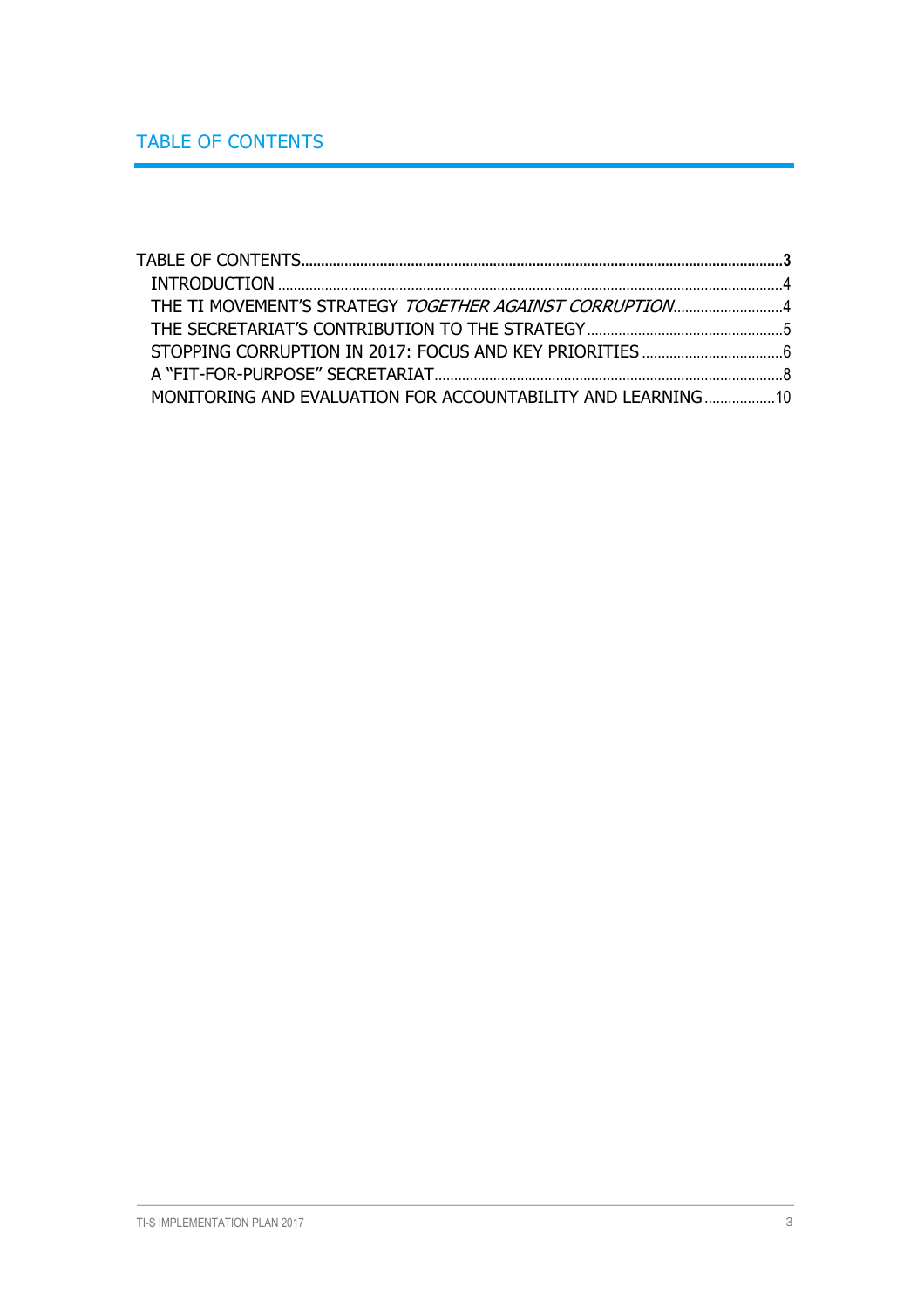# TABLE OF CONTENTS

TABLE OF CONTENTS ... **3**

- INTRODUCTION ... 4
- THE TI MOVEMENT'S STRATEGY *TOGETHER AGAINST CORRUPTION* ... 4
- THE SECRETARIAT'S CONTRIBUTION TO THE STRATEGY ... 5
- STOPPING CORRUPTION IN 2017: FOCUS AND KEY PRIORITIES ... 6
- A "FIT-FOR-PURPOSE" SECRETARIAT ... 8
- MONITORING AND EVALUATION FOR ACCOUNTABILITY AND LEARNING ... 10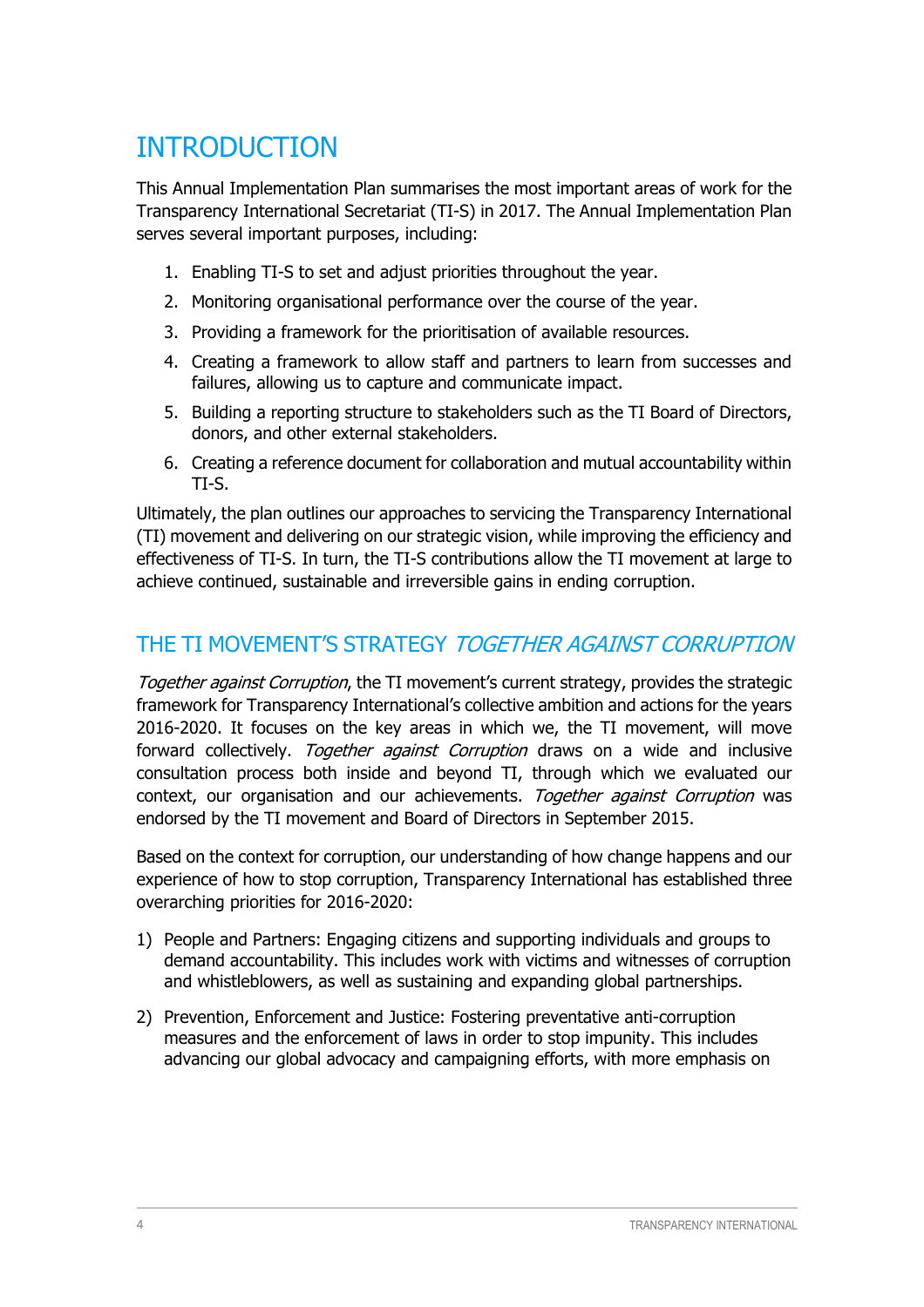# INTRODUCTION

This Annual Implementation Plan summarises the most important areas of work for the Transparency International Secretariat (TI-S) in 2017. The Annual Implementation Plan serves several important purposes, including:

1. Enabling TI-S to set and adjust priorities throughout the year.
2. Monitoring organisational performance over the course of the year.
3. Providing a framework for the prioritisation of available resources.
4. Creating a framework to allow staff and partners to learn from successes and failures, allowing us to capture and communicate impact.
5. Building a reporting structure to stakeholders such as the TI Board of Directors, donors, and other external stakeholders.
6. Creating a reference document for collaboration and mutual accountability within TI-S.

Ultimately, the plan outlines our approaches to servicing the Transparency International (TI) movement and delivering on our strategic vision, while improving the efficiency and effectiveness of TI-S. In turn, the TI-S contributions allow the TI movement at large to achieve continued, sustainable and irreversible gains in ending corruption.

## THE TI MOVEMENT'S STRATEGY *TOGETHER AGAINST CORRUPTION*

*Together against Corruption*, the TI movement's current strategy, provides the strategic framework for Transparency International's collective ambition and actions for the years 2016-2020. It focuses on the key areas in which we, the TI movement, will move forward collectively. *Together against Corruption* draws on a wide and inclusive consultation process both inside and beyond TI, through which we evaluated our context, our organisation and our achievements. *Together against Corruption* was endorsed by the TI movement and Board of Directors in September 2015.

Based on the context for corruption, our understanding of how change happens and our experience of how to stop corruption, Transparency International has established three overarching priorities for 2016-2020:

1) People and Partners: Engaging citizens and supporting individuals and groups to demand accountability. This includes work with victims and witnesses of corruption and whistleblowers, as well as sustaining and expanding global partnerships.

2) Prevention, Enforcement and Justice: Fostering preventative anti-corruption measures and the enforcement of laws in order to stop impunity. This includes advancing our global advocacy and campaigning efforts, with more emphasis on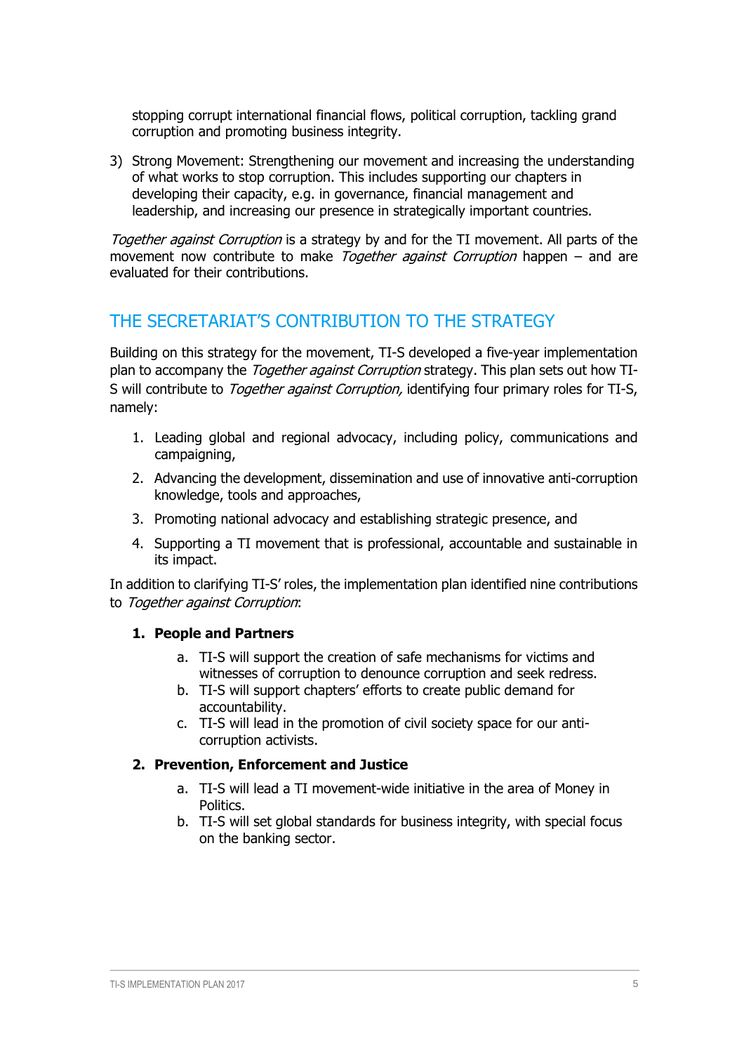stopping corrupt international financial flows, political corruption, tackling grand corruption and promoting business integrity.

3) Strong Movement: Strengthening our movement and increasing the understanding of what works to stop corruption. This includes supporting our chapters in developing their capacity, e.g. in governance, financial management and leadership, and increasing our presence in strategically important countries.

*Together against Corruption* is a strategy by and for the TI movement. All parts of the movement now contribute to make *Together against Corruption* happen – and are evaluated for their contributions.

## THE SECRETARIAT'S CONTRIBUTION TO THE STRATEGY

Building on this strategy for the movement, TI-S developed a five-year implementation plan to accompany the *Together against Corruption* strategy. This plan sets out how TI-S will contribute to *Together against Corruption,* identifying four primary roles for TI-S, namely:

1. Leading global and regional advocacy, including policy, communications and campaigning,
2. Advancing the development, dissemination and use of innovative anti-corruption knowledge, tools and approaches,
3. Promoting national advocacy and establishing strategic presence, and
4. Supporting a TI movement that is professional, accountable and sustainable in its impact.

In addition to clarifying TI-S' roles, the implementation plan identified nine contributions to *Together against Corruption*:

1. **People and Partners**
    a. TI-S will support the creation of safe mechanisms for victims and witnesses of corruption to denounce corruption and seek redress.
    b. TI-S will support chapters' efforts to create public demand for accountability.
    c. TI-S will lead in the promotion of civil society space for our anti-corruption activists.
2. **Prevention, Enforcement and Justice**
    a. TI-S will lead a TI movement-wide initiative in the area of Money in Politics.
    b. TI-S will set global standards for business integrity, with special focus on the banking sector.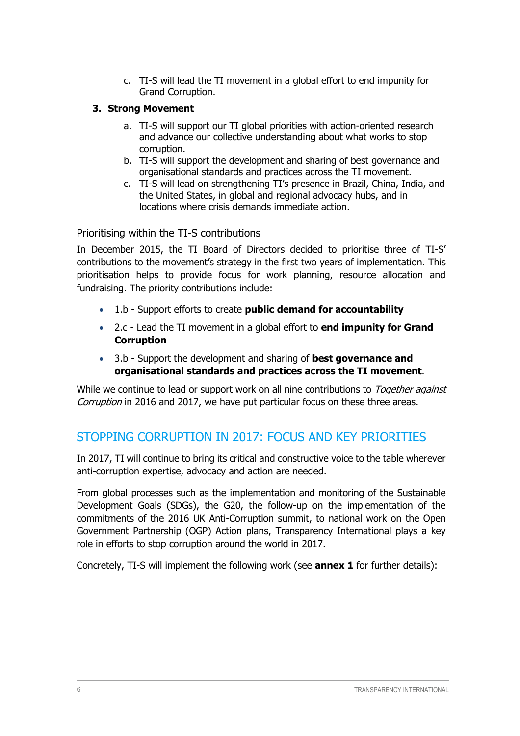c. TI-S will lead the TI movement in a global effort to end impunity for Grand Corruption.

**3. Strong Movement**

a. TI-S will support our TI global priorities with action-oriented research and advance our collective understanding about what works to stop corruption.
b. TI-S will support the development and sharing of best governance and organisational standards and practices across the TI movement.
c. TI-S will lead on strengthening TI's presence in Brazil, China, India, and the United States, in global and regional advocacy hubs, and in locations where crisis demands immediate action.

### Prioritising within the TI-S contributions

In December 2015, the TI Board of Directors decided to prioritise three of TI-S' contributions to the movement's strategy in the first two years of implementation. This prioritisation helps to provide focus for work planning, resource allocation and fundraising. The priority contributions include:

- 1.b - Support efforts to create **public demand for accountability**
- 2.c - Lead the TI movement in a global effort to **end impunity for Grand Corruption**
- 3.b - Support the development and sharing of **best governance and organisational standards and practices across the TI movement**.

While we continue to lead or support work on all nine contributions to *Together against Corruption* in 2016 and 2017, we have put particular focus on these three areas.

## STOPPING CORRUPTION IN 2017: FOCUS AND KEY PRIORITIES

In 2017, TI will continue to bring its critical and constructive voice to the table wherever anti-corruption expertise, advocacy and action are needed.

From global processes such as the implementation and monitoring of the Sustainable Development Goals (SDGs), the G20, the follow-up on the implementation of the commitments of the 2016 UK Anti-Corruption summit, to national work on the Open Government Partnership (OGP) Action plans, Transparency International plays a key role in efforts to stop corruption around the world in 2017.

Concretely, TI-S will implement the following work (see **annex 1** for further details):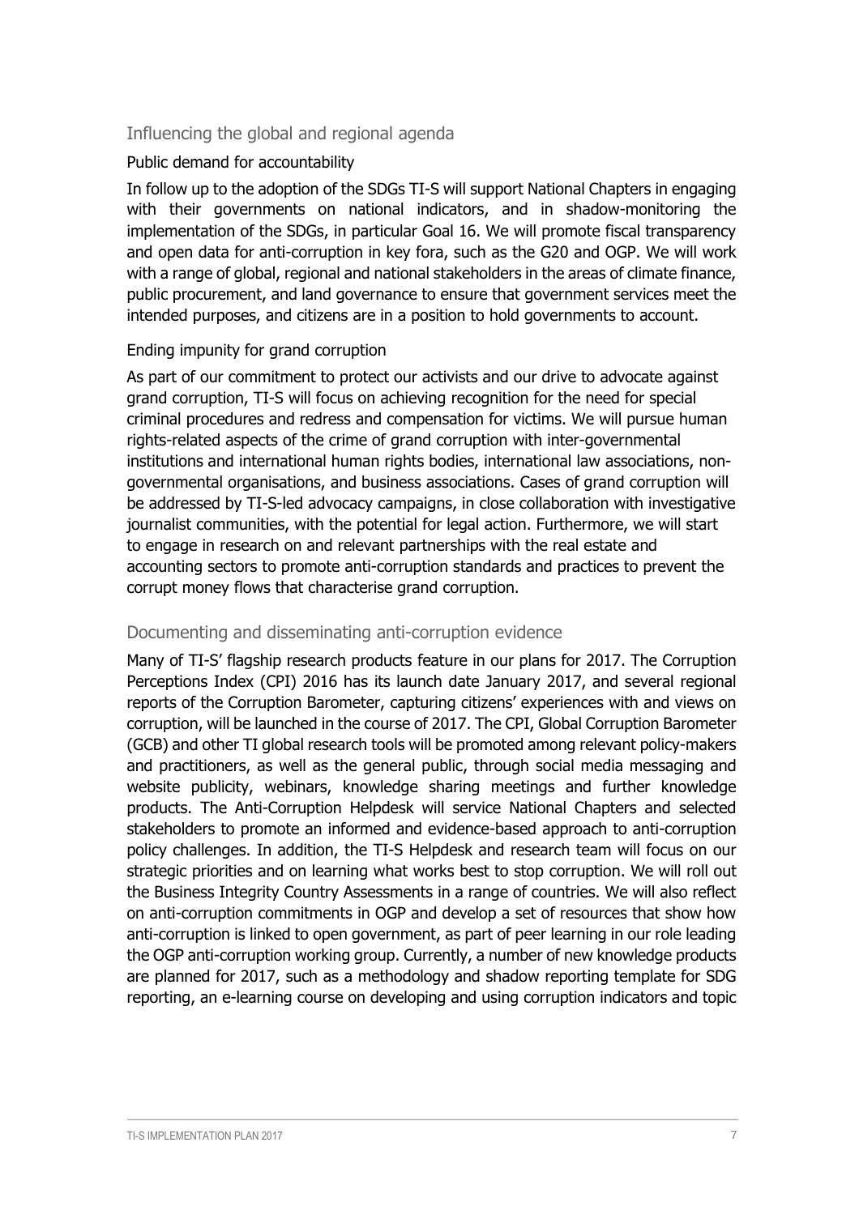## Influencing the global and regional agenda

### Public demand for accountability

In follow up to the adoption of the SDGs TI-S will support National Chapters in engaging with their governments on national indicators, and in shadow-monitoring the implementation of the SDGs, in particular Goal 16. We will promote fiscal transparency and open data for anti-corruption in key fora, such as the G20 and OGP. We will work with a range of global, regional and national stakeholders in the areas of climate finance, public procurement, and land governance to ensure that government services meet the intended purposes, and citizens are in a position to hold governments to account.

### Ending impunity for grand corruption

As part of our commitment to protect our activists and our drive to advocate against grand corruption, TI-S will focus on achieving recognition for the need for special criminal procedures and redress and compensation for victims. We will pursue human rights-related aspects of the crime of grand corruption with inter-governmental institutions and international human rights bodies, international law associations, non-governmental organisations, and business associations. Cases of grand corruption will be addressed by TI-S-led advocacy campaigns, in close collaboration with investigative journalist communities, with the potential for legal action. Furthermore, we will start to engage in research on and relevant partnerships with the real estate and accounting sectors to promote anti-corruption standards and practices to prevent the corrupt money flows that characterise grand corruption.

## Documenting and disseminating anti-corruption evidence

Many of TI-S' flagship research products feature in our plans for 2017. The Corruption Perceptions Index (CPI) 2016 has its launch date January 2017, and several regional reports of the Corruption Barometer, capturing citizens' experiences with and views on corruption, will be launched in the course of 2017. The CPI, Global Corruption Barometer (GCB) and other TI global research tools will be promoted among relevant policy-makers and practitioners, as well as the general public, through social media messaging and website publicity, webinars, knowledge sharing meetings and further knowledge products. The Anti-Corruption Helpdesk will service National Chapters and selected stakeholders to promote an informed and evidence-based approach to anti-corruption policy challenges. In addition, the TI-S Helpdesk and research team will focus on our strategic priorities and on learning what works best to stop corruption. We will roll out the Business Integrity Country Assessments in a range of countries. We will also reflect on anti-corruption commitments in OGP and develop a set of resources that show how anti-corruption is linked to open government, as part of peer learning in our role leading the OGP anti-corruption working group. Currently, a number of new knowledge products are planned for 2017, such as a methodology and shadow reporting template for SDG reporting, an e-learning course on developing and using corruption indicators and topic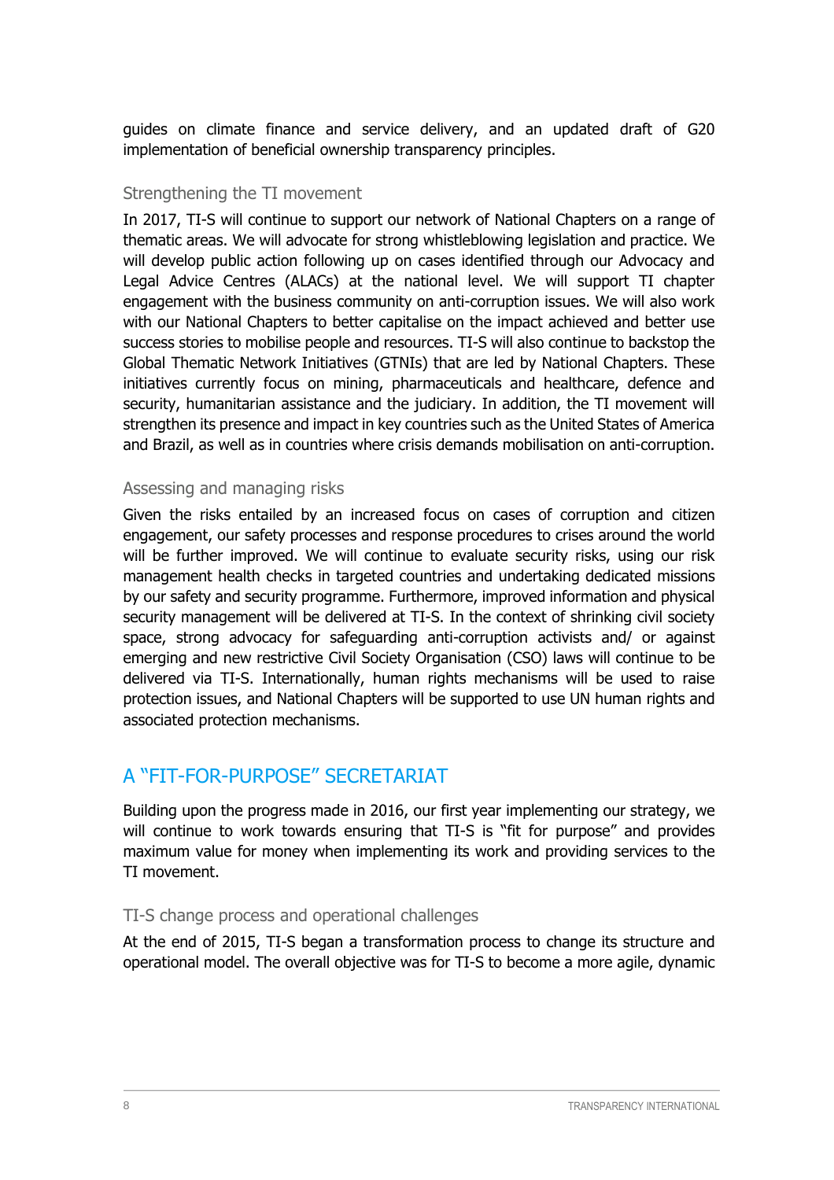guides on climate finance and service delivery, and an updated draft of G20 implementation of beneficial ownership transparency principles.

### Strengthening the TI movement

In 2017, TI-S will continue to support our network of National Chapters on a range of thematic areas. We will advocate for strong whistleblowing legislation and practice. We will develop public action following up on cases identified through our Advocacy and Legal Advice Centres (ALACs) at the national level. We will support TI chapter engagement with the business community on anti-corruption issues. We will also work with our National Chapters to better capitalise on the impact achieved and better use success stories to mobilise people and resources. TI-S will also continue to backstop the Global Thematic Network Initiatives (GTNIs) that are led by National Chapters. These initiatives currently focus on mining, pharmaceuticals and healthcare, defence and security, humanitarian assistance and the judiciary. In addition, the TI movement will strengthen its presence and impact in key countries such as the United States of America and Brazil, as well as in countries where crisis demands mobilisation on anti-corruption.

### Assessing and managing risks

Given the risks entailed by an increased focus on cases of corruption and citizen engagement, our safety processes and response procedures to crises around the world will be further improved. We will continue to evaluate security risks, using our risk management health checks in targeted countries and undertaking dedicated missions by our safety and security programme. Furthermore, improved information and physical security management will be delivered at TI-S. In the context of shrinking civil society space, strong advocacy for safeguarding anti-corruption activists and/ or against emerging and new restrictive Civil Society Organisation (CSO) laws will continue to be delivered via TI-S. Internationally, human rights mechanisms will be used to raise protection issues, and National Chapters will be supported to use UN human rights and associated protection mechanisms.

## A "FIT-FOR-PURPOSE" SECRETARIAT

Building upon the progress made in 2016, our first year implementing our strategy, we will continue to work towards ensuring that TI-S is "fit for purpose" and provides maximum value for money when implementing its work and providing services to the TI movement.

### TI-S change process and operational challenges

At the end of 2015, TI-S began a transformation process to change its structure and operational model. The overall objective was for TI-S to become a more agile, dynamic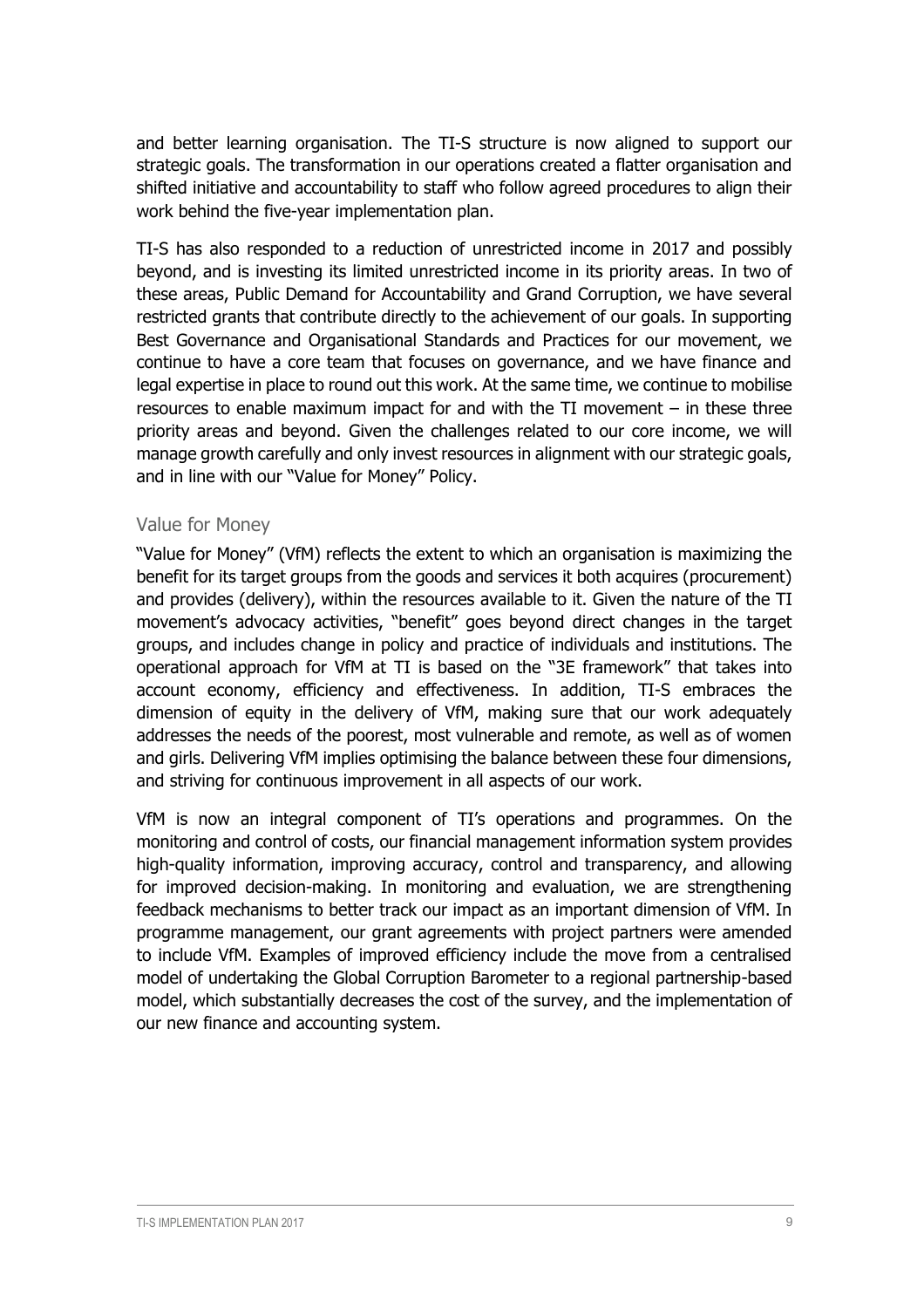and better learning organisation. The TI-S structure is now aligned to support our strategic goals. The transformation in our operations created a flatter organisation and shifted initiative and accountability to staff who follow agreed procedures to align their work behind the five-year implementation plan.

TI-S has also responded to a reduction of unrestricted income in 2017 and possibly beyond, and is investing its limited unrestricted income in its priority areas. In two of these areas, Public Demand for Accountability and Grand Corruption, we have several restricted grants that contribute directly to the achievement of our goals. In supporting Best Governance and Organisational Standards and Practices for our movement, we continue to have a core team that focuses on governance, and we have finance and legal expertise in place to round out this work. At the same time, we continue to mobilise resources to enable maximum impact for and with the TI movement – in these three priority areas and beyond. Given the challenges related to our core income, we will manage growth carefully and only invest resources in alignment with our strategic goals, and in line with our "Value for Money" Policy.

## Value for Money

"Value for Money" (VfM) reflects the extent to which an organisation is maximizing the benefit for its target groups from the goods and services it both acquires (procurement) and provides (delivery), within the resources available to it. Given the nature of the TI movement's advocacy activities, "benefit" goes beyond direct changes in the target groups, and includes change in policy and practice of individuals and institutions. The operational approach for VfM at TI is based on the "3E framework" that takes into account economy, efficiency and effectiveness. In addition, TI-S embraces the dimension of equity in the delivery of VfM, making sure that our work adequately addresses the needs of the poorest, most vulnerable and remote, as well as of women and girls. Delivering VfM implies optimising the balance between these four dimensions, and striving for continuous improvement in all aspects of our work.

VfM is now an integral component of TI's operations and programmes. On the monitoring and control of costs, our financial management information system provides high-quality information, improving accuracy, control and transparency, and allowing for improved decision-making. In monitoring and evaluation, we are strengthening feedback mechanisms to better track our impact as an important dimension of VfM. In programme management, our grant agreements with project partners were amended to include VfM. Examples of improved efficiency include the move from a centralised model of undertaking the Global Corruption Barometer to a regional partnership-based model, which substantially decreases the cost of the survey, and the implementation of our new finance and accounting system.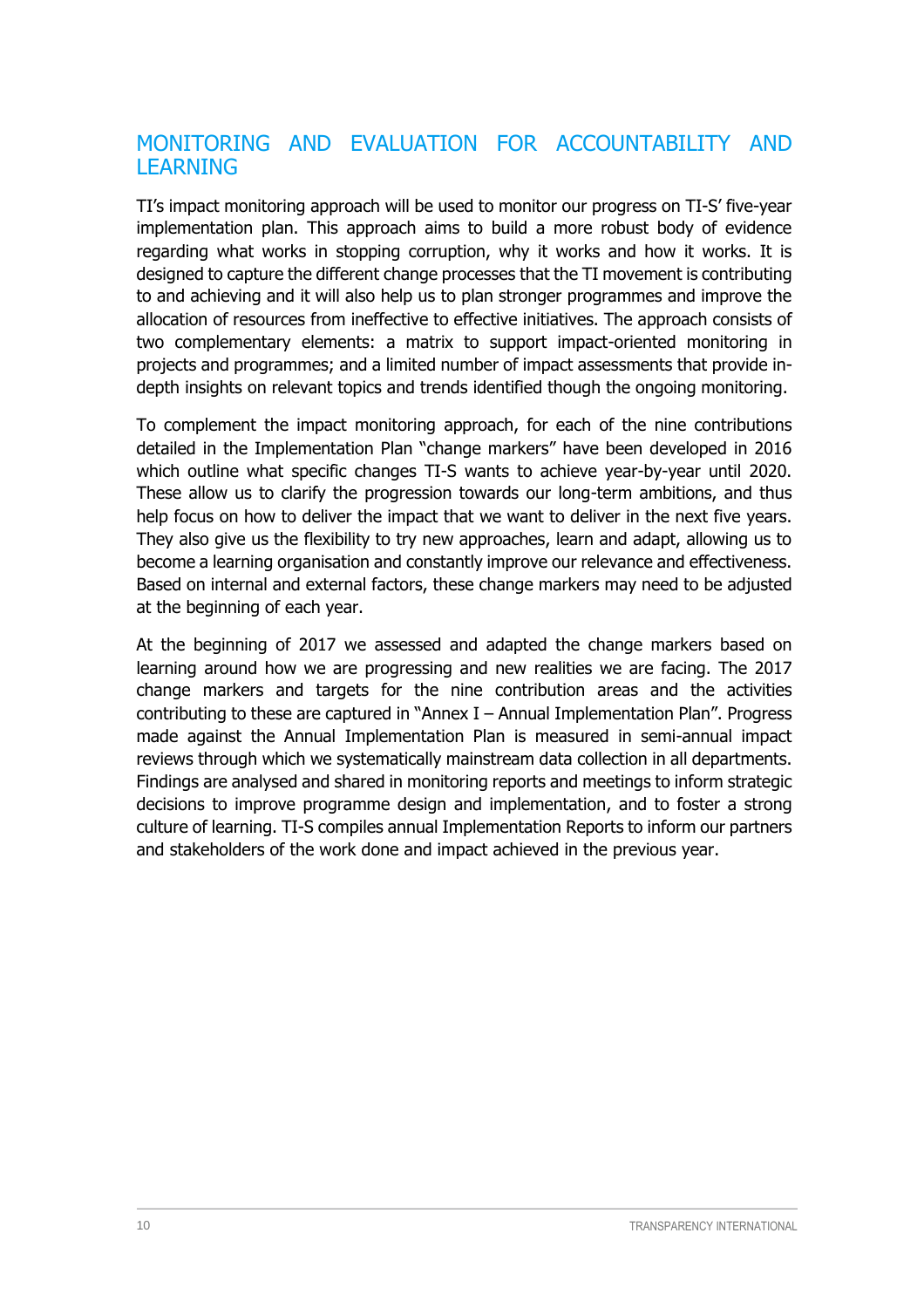## MONITORING AND EVALUATION FOR ACCOUNTABILITY AND LEARNING

TI's impact monitoring approach will be used to monitor our progress on TI-S' five-year implementation plan. This approach aims to build a more robust body of evidence regarding what works in stopping corruption, why it works and how it works. It is designed to capture the different change processes that the TI movement is contributing to and achieving and it will also help us to plan stronger programmes and improve the allocation of resources from ineffective to effective initiatives. The approach consists of two complementary elements: a matrix to support impact-oriented monitoring in projects and programmes; and a limited number of impact assessments that provide in-depth insights on relevant topics and trends identified though the ongoing monitoring.

To complement the impact monitoring approach, for each of the nine contributions detailed in the Implementation Plan "change markers" have been developed in 2016 which outline what specific changes TI-S wants to achieve year-by-year until 2020. These allow us to clarify the progression towards our long-term ambitions, and thus help focus on how to deliver the impact that we want to deliver in the next five years. They also give us the flexibility to try new approaches, learn and adapt, allowing us to become a learning organisation and constantly improve our relevance and effectiveness. Based on internal and external factors, these change markers may need to be adjusted at the beginning of each year.

At the beginning of 2017 we assessed and adapted the change markers based on learning around how we are progressing and new realities we are facing. The 2017 change markers and targets for the nine contribution areas and the activities contributing to these are captured in "Annex I – Annual Implementation Plan". Progress made against the Annual Implementation Plan is measured in semi-annual impact reviews through which we systematically mainstream data collection in all departments. Findings are analysed and shared in monitoring reports and meetings to inform strategic decisions to improve programme design and implementation, and to foster a strong culture of learning. TI-S compiles annual Implementation Reports to inform our partners and stakeholders of the work done and impact achieved in the previous year.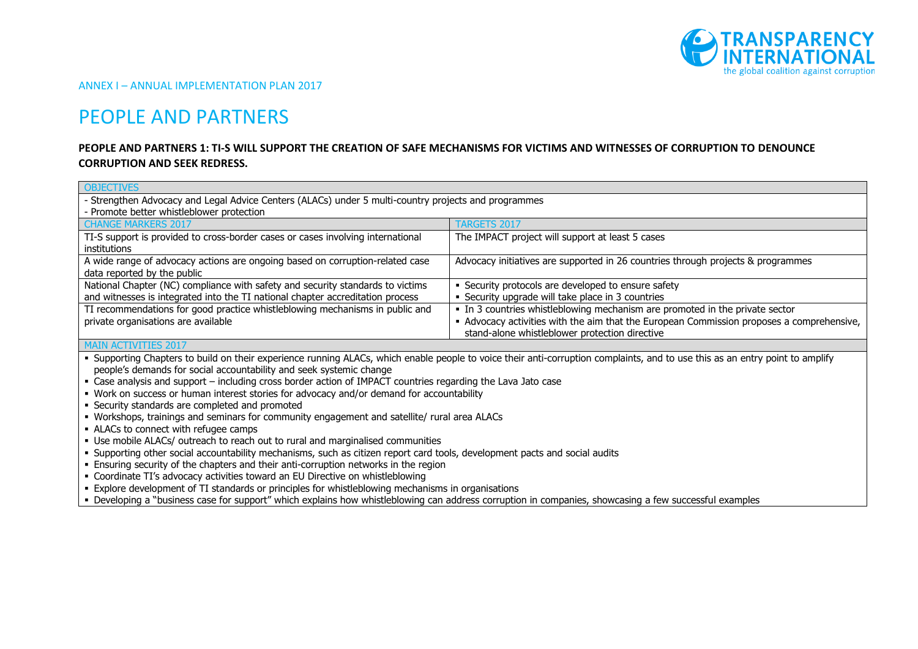ANNEX I – ANNUAL IMPLEMENTATION PLAN 2017

# PEOPLE AND PARTNERS

### PEOPLE AND PARTNERS 1: TI-S WILL SUPPORT THE CREATION OF SAFE MECHANISMS FOR VICTIMS AND WITNESSES OF CORRUPTION TO DENOUNCE CORRUPTION AND SEEK REDRESS.

| OBJECTIVES | |
|---|---|
| - Strengthen Advocacy and Legal Advice Centers (ALACs) under 5 multi-country projects and programmes<br>- Promote better whistleblower protection | |
| CHANGE MARKERS 2017 | TARGETS 2017 |
| TI-S support is provided to cross-border cases or cases involving international institutions | The IMPACT project will support at least 5 cases |
| A wide range of advocacy actions are ongoing based on corruption-related case data reported by the public | Advocacy initiatives are supported in 26 countries through projects & programmes |
| National Chapter (NC) compliance with safety and security standards to victims and witnesses is integrated into the TI national chapter accreditation process | ▪ Security protocols are developed to ensure safety<br>▪ Security upgrade will take place in 3 countries |
| TI recommendations for good practice whistleblowing mechanisms in public and private organisations are available | ▪ In 3 countries whistleblowing mechanism are promoted in the private sector<br>▪ Advocacy activities with the aim that the European Commission proposes a comprehensive, stand-alone whistleblower protection directive |

**MAIN ACTIVITIES 2017**

- Supporting Chapters to build on their experience running ALACs, which enable people to voice their anti-corruption complaints, and to use this as an entry point to amplify people's demands for social accountability and seek systemic change
- Case analysis and support – including cross border action of IMPACT countries regarding the Lava Jato case
- Work on success or human interest stories for advocacy and/or demand for accountability
- Security standards are completed and promoted
- Workshops, trainings and seminars for community engagement and satellite/ rural area ALACs
- ALACs to connect with refugee camps
- Use mobile ALACs/ outreach to reach out to rural and marginalised communities
- Supporting other social accountability mechanisms, such as citizen report card tools, development pacts and social audits
- Ensuring security of the chapters and their anti-corruption networks in the region
- Coordinate TI's advocacy activities toward an EU Directive on whistleblowing
- Explore development of TI standards or principles for whistleblowing mechanisms in organisations
- Developing a "business case for support" which explains how whistleblowing can address corruption in companies, showcasing a few successful examples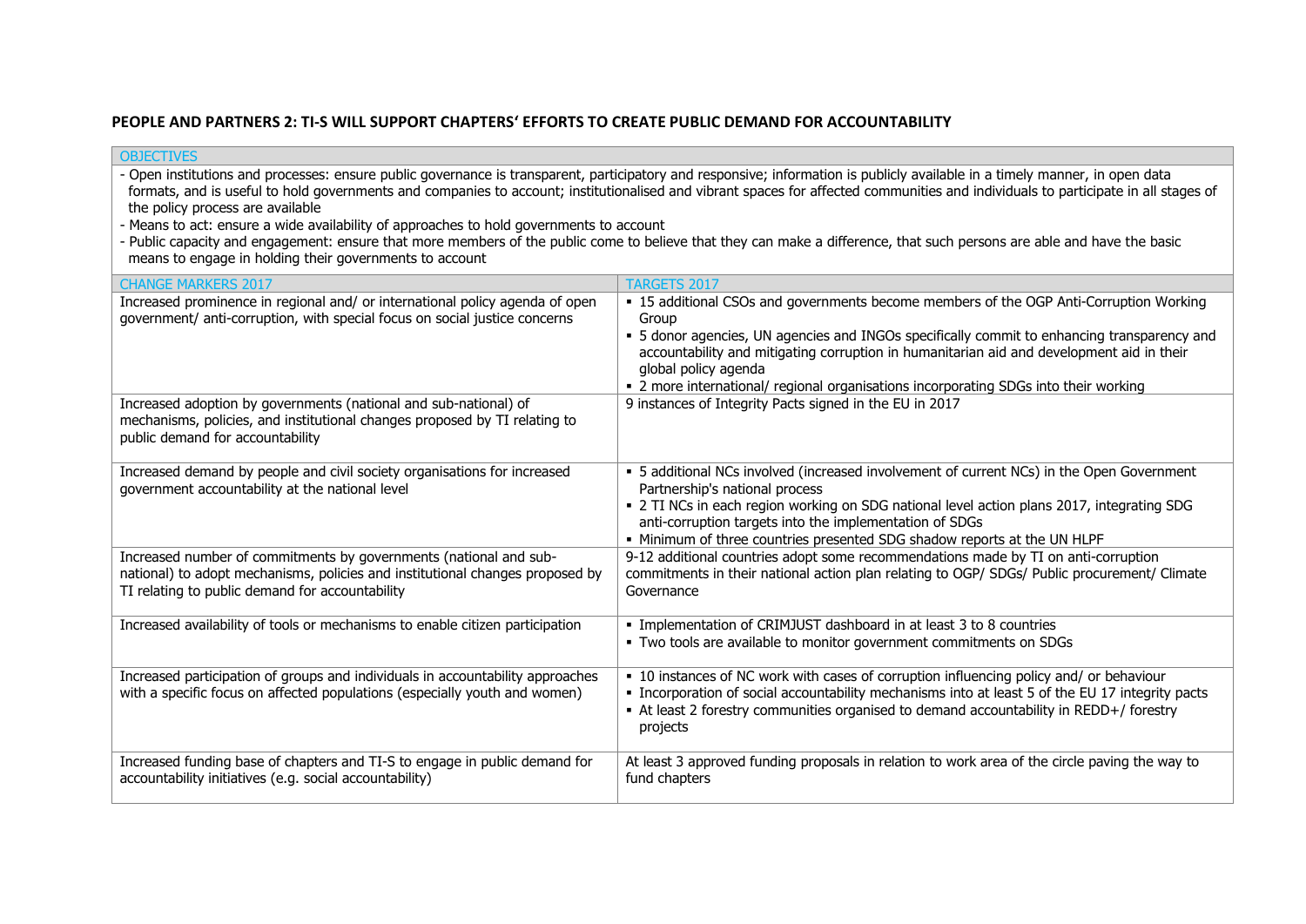## PEOPLE AND PARTNERS 2: TI-S WILL SUPPORT CHAPTERS' EFFORTS TO CREATE PUBLIC DEMAND FOR ACCOUNTABILITY

| OBJECTIVES | |
|---|---|
| - Open institutions and processes: ensure public governance is transparent, participatory and responsive; information is publicly available in a timely manner, in open data formats, and is useful to hold governments and companies to account; institutionalised and vibrant spaces for affected communities and individuals to participate in all stages of the policy process are available<br>- Means to act: ensure a wide availability of approaches to hold governments to account<br>- Public capacity and engagement: ensure that more members of the public come to believe that they can make a difference, that such persons are able and have the basic means to engage in holding their governments to account | |
| **CHANGE MARKERS 2017** | **TARGETS 2017** |
| Increased prominence in regional and/ or international policy agenda of open government/ anti-corruption, with special focus on social justice concerns | ▪ 15 additional CSOs and governments become members of the OGP Anti-Corruption Working Group<br>▪ 5 donor agencies, UN agencies and INGOs specifically commit to enhancing transparency and accountability and mitigating corruption in humanitarian aid and development aid in their global policy agenda<br>▪ 2 more international/ regional organisations incorporating SDGs into their working |
| Increased adoption by governments (national and sub-national) of mechanisms, policies, and institutional changes proposed by TI relating to public demand for accountability | 9 instances of Integrity Pacts signed in the EU in 2017 |
| Increased demand by people and civil society organisations for increased government accountability at the national level | ▪ 5 additional NCs involved (increased involvement of current NCs) in the Open Government Partnership's national process<br>▪ 2 TI NCs in each region working on SDG national level action plans 2017, integrating SDG anti-corruption targets into the implementation of SDGs<br>▪ Minimum of three countries presented SDG shadow reports at the UN HLPF |
| Increased number of commitments by governments (national and sub-national) to adopt mechanisms, policies and institutional changes proposed by TI relating to public demand for accountability | 9-12 additional countries adopt some recommendations made by TI on anti-corruption commitments in their national action plan relating to OGP/ SDGs/ Public procurement/ Climate Governance |
| Increased availability of tools or mechanisms to enable citizen participation | ▪ Implementation of CRIMJUST dashboard in at least 3 to 8 countries<br>▪ Two tools are available to monitor government commitments on SDGs |
| Increased participation of groups and individuals in accountability approaches with a specific focus on affected populations (especially youth and women) | ▪ 10 instances of NC work with cases of corruption influencing policy and/ or behaviour<br>▪ Incorporation of social accountability mechanisms into at least 5 of the EU 17 integrity pacts<br>▪ At least 2 forestry communities organised to demand accountability in REDD+/ forestry projects |
| Increased funding base of chapters and TI-S to engage in public demand for accountability initiatives (e.g. social accountability) | At least 3 approved funding proposals in relation to work area of the circle paving the way to fund chapters |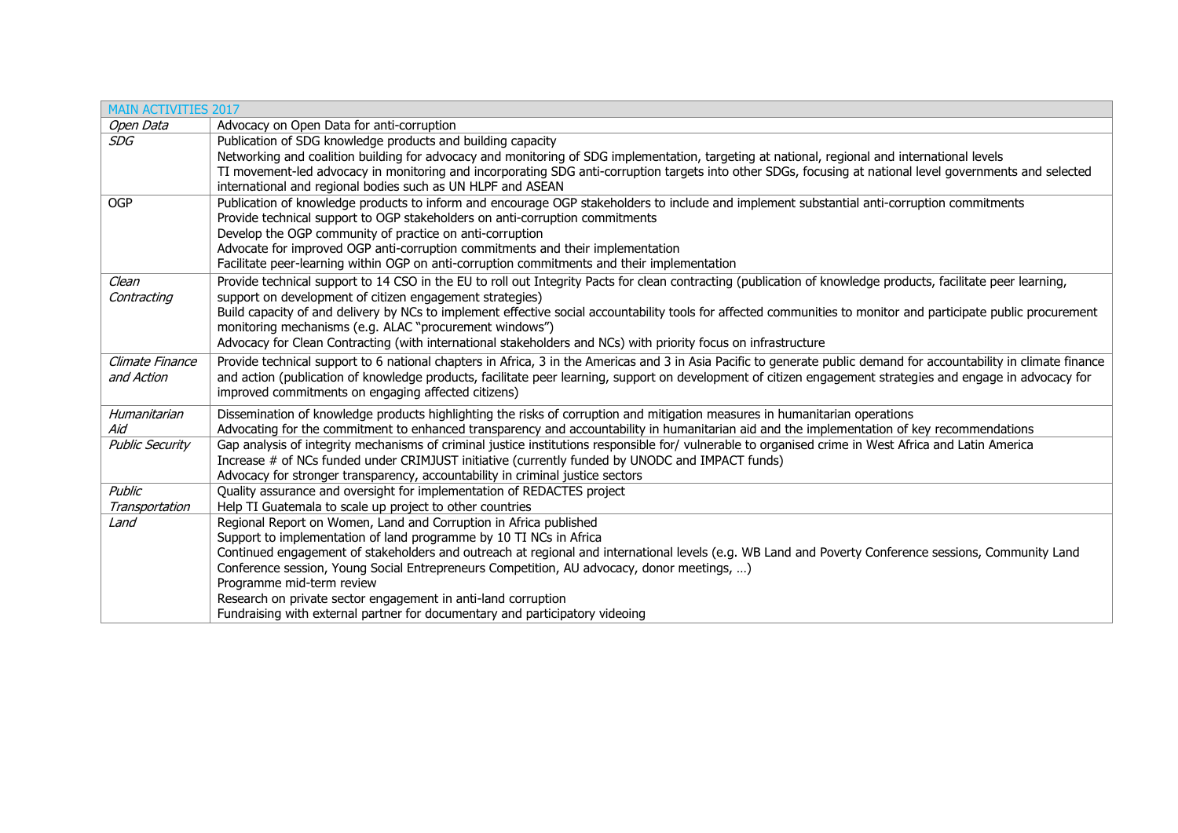| MAIN ACTIVITIES 2017 | |
|---|---|
| *Open Data* | Advocacy on Open Data for anti-corruption |
| *SDG* | Publication of SDG knowledge products and building capacity<br>Networking and coalition building for advocacy and monitoring of SDG implementation, targeting at national, regional and international levels<br>TI movement-led advocacy in monitoring and incorporating SDG anti-corruption targets into other SDGs, focusing at national level governments and selected international and regional bodies such as UN HLPF and ASEAN |
| OGP | Publication of knowledge products to inform and encourage OGP stakeholders to include and implement substantial anti-corruption commitments<br>Provide technical support to OGP stakeholders on anti-corruption commitments<br>Develop the OGP community of practice on anti-corruption<br>Advocate for improved OGP anti-corruption commitments and their implementation<br>Facilitate peer-learning within OGP on anti-corruption commitments and their implementation |
| *Clean Contracting* | Provide technical support to 14 CSO in the EU to roll out Integrity Pacts for clean contracting (publication of knowledge products, facilitate peer learning, support on development of citizen engagement strategies)<br>Build capacity of and delivery by NCs to implement effective social accountability tools for affected communities to monitor and participate public procurement monitoring mechanisms (e.g. ALAC "procurement windows")<br>Advocacy for Clean Contracting (with international stakeholders and NCs) with priority focus on infrastructure |
| *Climate Finance and Action* | Provide technical support to 6 national chapters in Africa, 3 in the Americas and 3 in Asia Pacific to generate public demand for accountability in climate finance and action (publication of knowledge products, facilitate peer learning, support on development of citizen engagement strategies and engage in advocacy for improved commitments on engaging affected citizens) |
| *Humanitarian Aid* | Dissemination of knowledge products highlighting the risks of corruption and mitigation measures in humanitarian operations<br>Advocating for the commitment to enhanced transparency and accountability in humanitarian aid and the implementation of key recommendations |
| *Public Security* | Gap analysis of integrity mechanisms of criminal justice institutions responsible for/ vulnerable to organised crime in West Africa and Latin America<br>Increase # of NCs funded under CRIMJUST initiative (currently funded by UNODC and IMPACT funds)<br>Advocacy for stronger transparency, accountability in criminal justice sectors |
| *Public Transportation* | Quality assurance and oversight for implementation of REDACTES project<br>Help TI Guatemala to scale up project to other countries |
| *Land* | Regional Report on Women, Land and Corruption in Africa published<br>Support to implementation of land programme by 10 TI NCs in Africa<br>Continued engagement of stakeholders and outreach at regional and international levels (e.g. WB Land and Poverty Conference sessions, Community Land Conference session, Young Social Entrepreneurs Competition, AU advocacy, donor meetings, …)<br>Programme mid-term review<br>Research on private sector engagement in anti-land corruption<br>Fundraising with external partner for documentary and participatory videoing |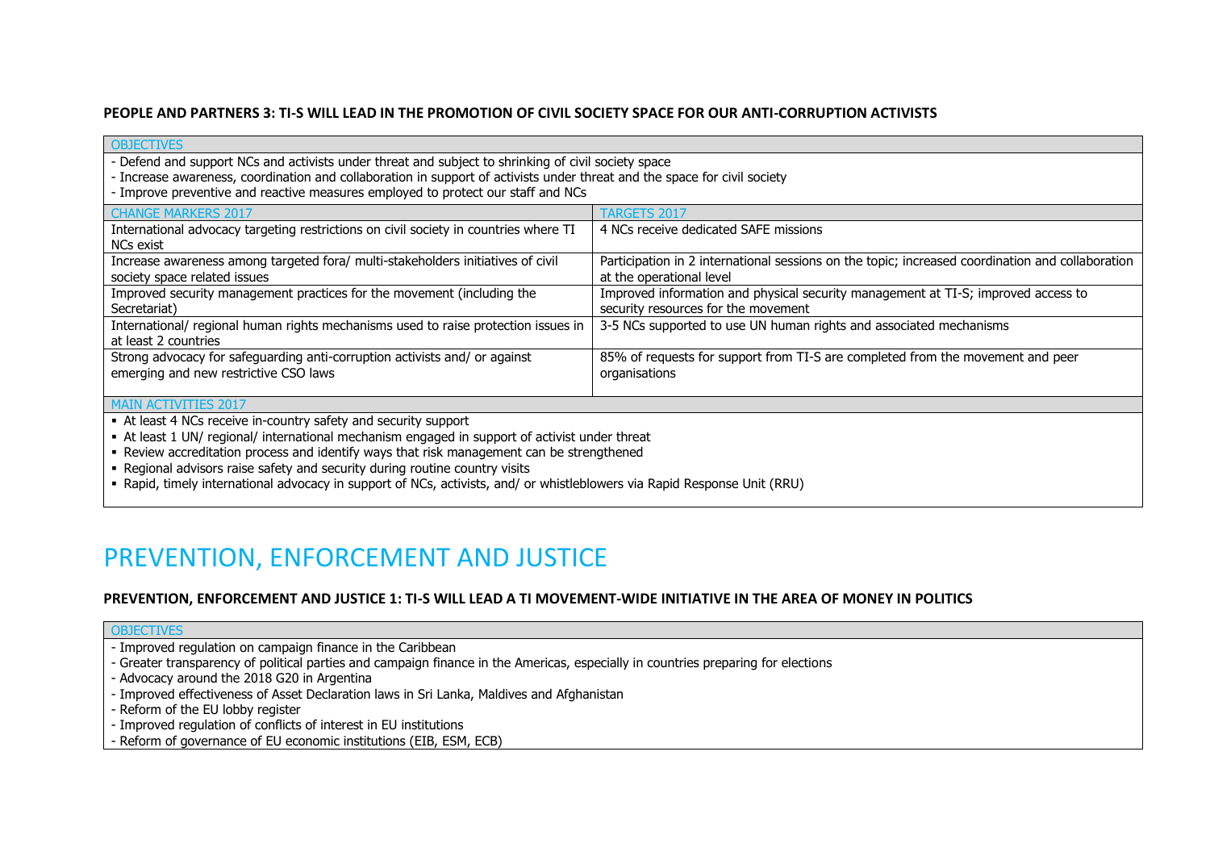**PEOPLE AND PARTNERS 3: TI-S WILL LEAD IN THE PROMOTION OF CIVIL SOCIETY SPACE FOR OUR ANTI-CORRUPTION ACTIVISTS**

| OBJECTIVES | |
|---|---|
| - Defend and support NCs and activists under threat and subject to shrinking of civil society space<br>- Increase awareness, coordination and collaboration in support of activists under threat and the space for civil society<br>- Improve preventive and reactive measures employed to protect our staff and NCs | |
| CHANGE MARKERS 2017 | TARGETS 2017 |
| International advocacy targeting restrictions on civil society in countries where TI NCs exist | 4 NCs receive dedicated SAFE missions |
| Increase awareness among targeted fora/ multi-stakeholders initiatives of civil society space related issues | Participation in 2 international sessions on the topic; increased coordination and collaboration at the operational level |
| Improved security management practices for the movement (including the Secretariat) | Improved information and physical security management at TI-S; improved access to security resources for the movement |
| International/ regional human rights mechanisms used to raise protection issues in at least 2 countries | 3-5 NCs supported to use UN human rights and associated mechanisms |
| Strong advocacy for safeguarding anti-corruption activists and/ or against emerging and new restrictive CSO laws | 85% of requests for support from TI-S are completed from the movement and peer organisations |
| MAIN ACTIVITIES 2017 | |
| ▪ At least 4 NCs receive in-country safety and security support<br>▪ At least 1 UN/ regional/ international mechanism engaged in support of activist under threat<br>▪ Review accreditation process and identify ways that risk management can be strengthened<br>▪ Regional advisors raise safety and security during routine country visits<br>▪ Rapid, timely international advocacy in support of NCs, activists, and/ or whistleblowers via Rapid Response Unit (RRU) | |

# PREVENTION, ENFORCEMENT AND JUSTICE

**PREVENTION, ENFORCEMENT AND JUSTICE 1: TI-S WILL LEAD A TI MOVEMENT-WIDE INITIATIVE IN THE AREA OF MONEY IN POLITICS**

| OBJECTIVES |
|---|
| - Improved regulation on campaign finance in the Caribbean<br>- Greater transparency of political parties and campaign finance in the Americas, especially in countries preparing for elections<br>- Advocacy around the 2018 G20 in Argentina<br>- Improved effectiveness of Asset Declaration laws in Sri Lanka, Maldives and Afghanistan<br>- Reform of the EU lobby register<br>- Improved regulation of conflicts of interest in EU institutions<br>- Reform of governance of EU economic institutions (EIB, ESM, ECB) |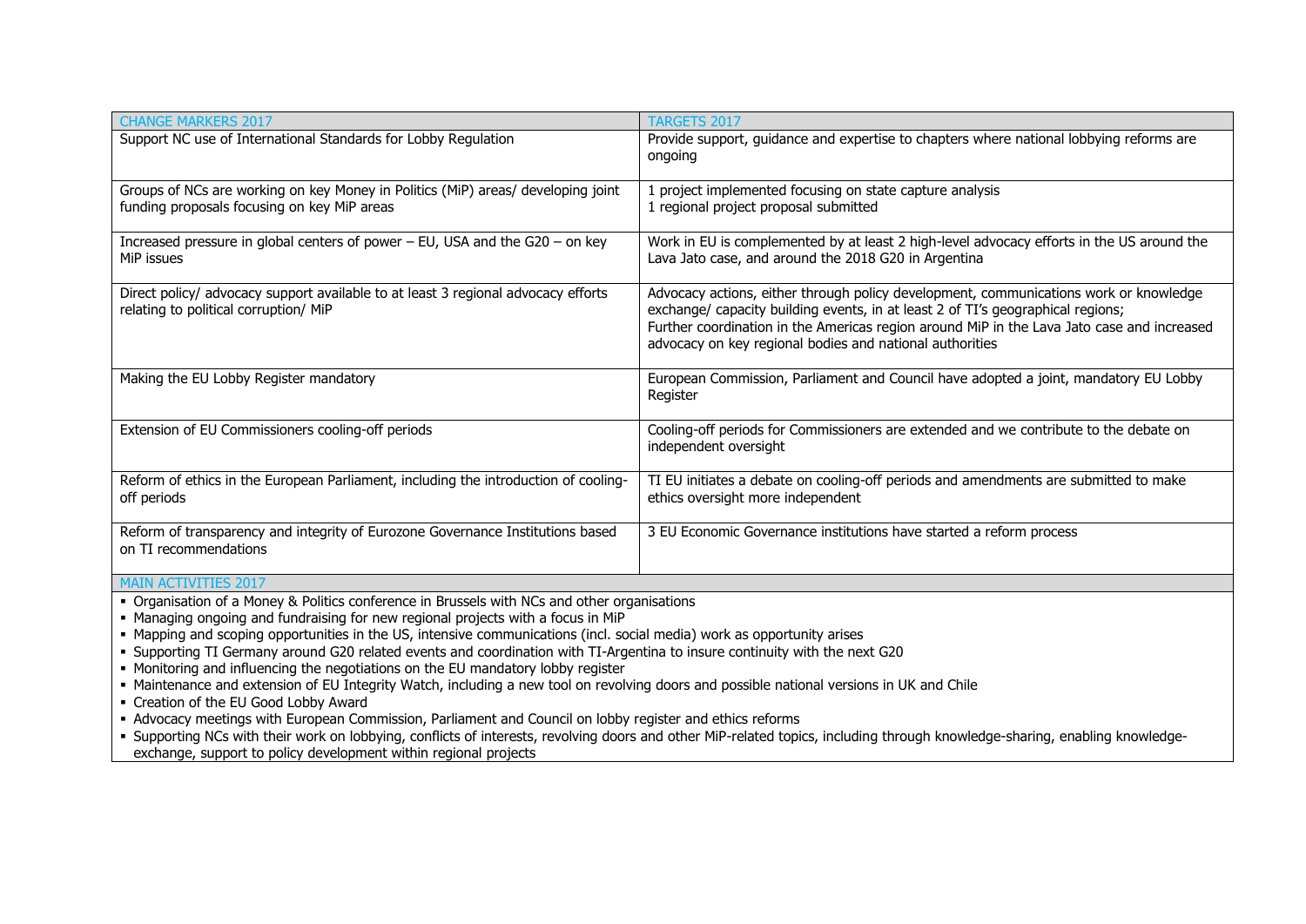| CHANGE MARKERS 2017 | TARGETS 2017 |
|---|---|
| Support NC use of International Standards for Lobby Regulation | Provide support, guidance and expertise to chapters where national lobbying reforms are ongoing |
| Groups of NCs are working on key Money in Politics (MiP) areas/ developing joint funding proposals focusing on key MiP areas | 1 project implemented focusing on state capture analysis<br>1 regional project proposal submitted |
| Increased pressure in global centers of power – EU, USA and the G20 – on key MiP issues | Work in EU is complemented by at least 2 high-level advocacy efforts in the US around the Lava Jato case, and around the 2018 G20 in Argentina |
| Direct policy/ advocacy support available to at least 3 regional advocacy efforts relating to political corruption/ MiP | Advocacy actions, either through policy development, communications work or knowledge exchange/ capacity building events, in at least 2 of TI's geographical regions;<br>Further coordination in the Americas region around MiP in the Lava Jato case and increased advocacy on key regional bodies and national authorities |
| Making the EU Lobby Register mandatory | European Commission, Parliament and Council have adopted a joint, mandatory EU Lobby Register |
| Extension of EU Commissioners cooling-off periods | Cooling-off periods for Commissioners are extended and we contribute to the debate on independent oversight |
| Reform of ethics in the European Parliament, including the introduction of cooling-off periods | TI EU initiates a debate on cooling-off periods and amendments are submitted to make ethics oversight more independent |
| Reform of transparency and integrity of Eurozone Governance Institutions based on TI recommendations | 3 EU Economic Governance institutions have started a reform process |

**MAIN ACTIVITIES 2017**

- Organisation of a Money & Politics conference in Brussels with NCs and other organisations
- Managing ongoing and fundraising for new regional projects with a focus in MiP
- Mapping and scoping opportunities in the US, intensive communications (incl. social media) work as opportunity arises
- Supporting TI Germany around G20 related events and coordination with TI-Argentina to insure continuity with the next G20
- Monitoring and influencing the negotiations on the EU mandatory lobby register
- Maintenance and extension of EU Integrity Watch, including a new tool on revolving doors and possible national versions in UK and Chile
- Creation of the EU Good Lobby Award
- Advocacy meetings with European Commission, Parliament and Council on lobby register and ethics reforms
- Supporting NCs with their work on lobbying, conflicts of interests, revolving doors and other MiP-related topics, including through knowledge-sharing, enabling knowledge-exchange, support to policy development within regional projects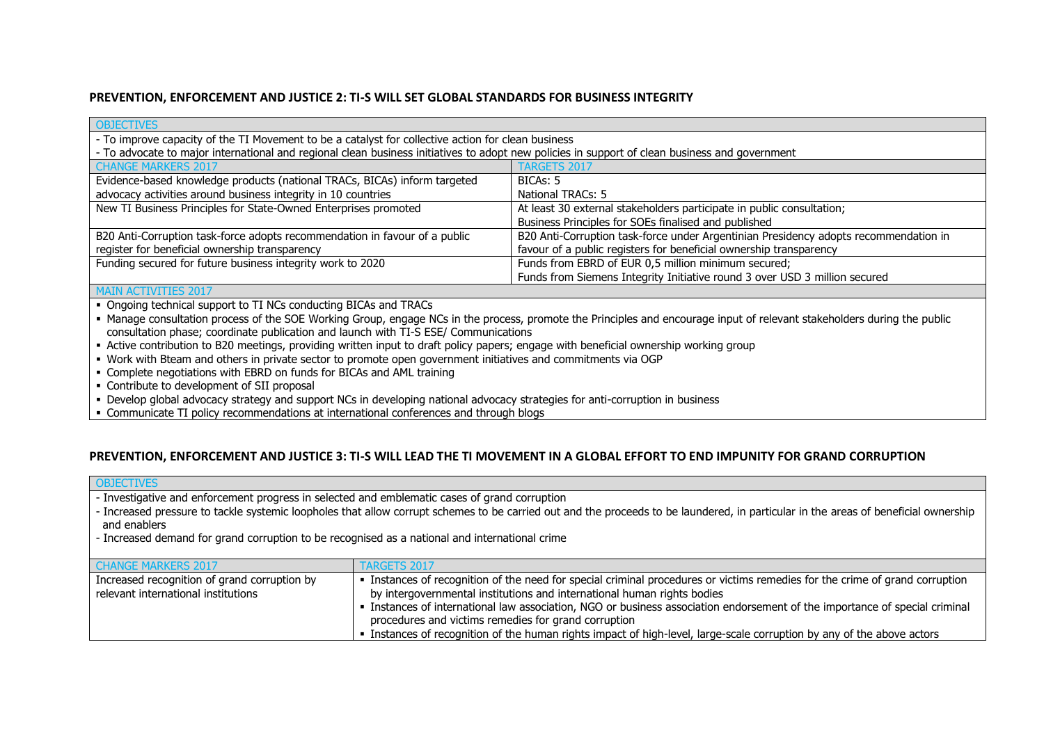**PREVENTION, ENFORCEMENT AND JUSTICE 2: TI-S WILL SET GLOBAL STANDARDS FOR BUSINESS INTEGRITY**

| OBJECTIVES | |
|---|---|
| - To improve capacity of the TI Movement to be a catalyst for collective action for clean business<br>- To advocate to major international and regional clean business initiatives to adopt new policies in support of clean business and government | |
| **CHANGE MARKERS 2017** | **TARGETS 2017** |
| Evidence-based knowledge products (national TRACs, BICAs) inform targeted advocacy activities around business integrity in 10 countries | BICAs: 5<br>National TRACs: 5 |
| New TI Business Principles for State-Owned Enterprises promoted | At least 30 external stakeholders participate in public consultation;<br>Business Principles for SOEs finalised and published |
| B20 Anti-Corruption task-force adopts recommendation in favour of a public register for beneficial ownership transparency | B20 Anti-Corruption task-force under Argentinian Presidency adopts recommendation in favour of a public registers for beneficial ownership transparency |
| Funding secured for future business integrity work to 2020 | Funds from EBRD of EUR 0,5 million minimum secured;<br>Funds from Siemens Integrity Initiative round 3 over USD 3 million secured |
| **MAIN ACTIVITIES 2017** | |
| ▪ Ongoing technical support to TI NCs conducting BICAs and TRACs<br>▪ Manage consultation process of the SOE Working Group, engage NCs in the process, promote the Principles and encourage input of relevant stakeholders during the public consultation phase; coordinate publication and launch with TI-S ESE/ Communications<br>▪ Active contribution to B20 meetings, providing written input to draft policy papers; engage with beneficial ownership working group<br>▪ Work with Bteam and others in private sector to promote open government initiatives and commitments via OGP<br>▪ Complete negotiations with EBRD on funds for BICAs and AML training<br>▪ Contribute to development of SII proposal<br>▪ Develop global advocacy strategy and support NCs in developing national advocacy strategies for anti-corruption in business<br>▪ Communicate TI policy recommendations at international conferences and through blogs | |

**PREVENTION, ENFORCEMENT AND JUSTICE 3: TI-S WILL LEAD THE TI MOVEMENT IN A GLOBAL EFFORT TO END IMPUNITY FOR GRAND CORRUPTION**

| OBJECTIVES | |
|---|---|
| - Investigative and enforcement progress in selected and emblematic cases of grand corruption<br>- Increased pressure to tackle systemic loopholes that allow corrupt schemes to be carried out and the proceeds to be laundered, in particular in the areas of beneficial ownership and enablers<br>- Increased demand for grand corruption to be recognised as a national and international crime | |
| **CHANGE MARKERS 2017** | **TARGETS 2017** |
| Increased recognition of grand corruption by relevant international institutions | ▪ Instances of recognition of the need for special criminal procedures or victims remedies for the crime of grand corruption by intergovernmental institutions and international human rights bodies<br>▪ Instances of international law association, NGO or business association endorsement of the importance of special criminal procedures and victims remedies for grand corruption<br>▪ Instances of recognition of the human rights impact of high-level, large-scale corruption by any of the above actors |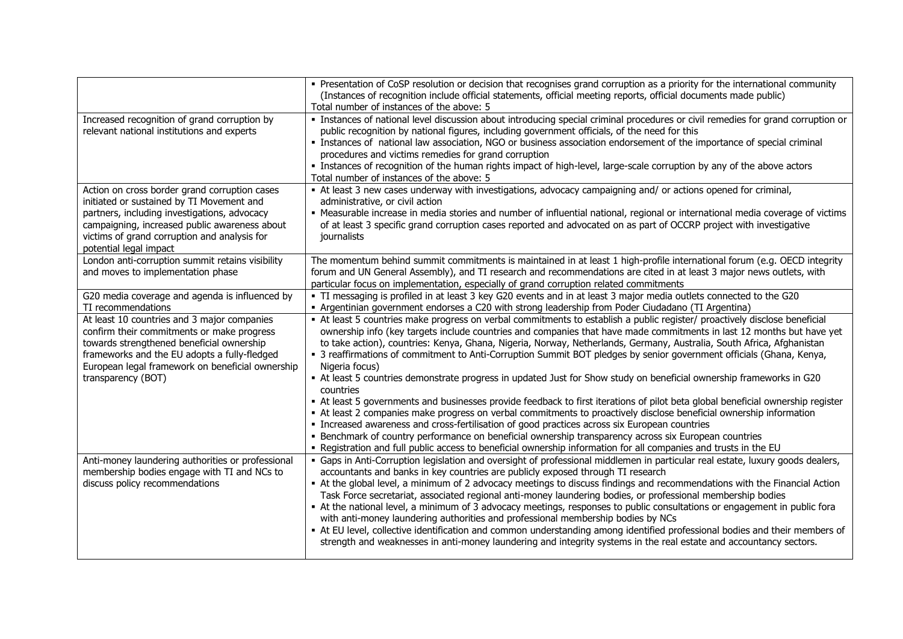| | |
|---|---|
| | ▪ Presentation of CoSP resolution or decision that recognises grand corruption as a priority for the international community (Instances of recognition include official statements, official meeting reports, official documents made public)<br>Total number of instances of the above: 5 |
| Increased recognition of grand corruption by relevant national institutions and experts | ▪ Instances of national level discussion about introducing special criminal procedures or civil remedies for grand corruption or public recognition by national figures, including government officials, of the need for this<br>▪ Instances of national law association, NGO or business association endorsement of the importance of special criminal procedures and victims remedies for grand corruption<br>▪ Instances of recognition of the human rights impact of high-level, large-scale corruption by any of the above actors<br>Total number of instances of the above: 5 |
| Action on cross border grand corruption cases initiated or sustained by TI Movement and partners, including investigations, advocacy campaigning, increased public awareness about victims of grand corruption and analysis for potential legal impact | ▪ At least 3 new cases underway with investigations, advocacy campaigning and/ or actions opened for criminal, administrative, or civil action<br>▪ Measurable increase in media stories and number of influential national, regional or international media coverage of victims of at least 3 specific grand corruption cases reported and advocated on as part of OCCRP project with investigative journalists |
| London anti-corruption summit retains visibility and moves to implementation phase | The momentum behind summit commitments is maintained in at least 1 high-profile international forum (e.g. OECD integrity forum and UN General Assembly), and TI research and recommendations are cited in at least 3 major news outlets, with particular focus on implementation, especially of grand corruption related commitments |
| G20 media coverage and agenda is influenced by TI recommendations | ▪ TI messaging is profiled in at least 3 key G20 events and in at least 3 major media outlets connected to the G20<br>▪ Argentinian government endorses a C20 with strong leadership from Poder Ciudadano (TI Argentina) |
| At least 10 countries and 3 major companies confirm their commitments or make progress towards strengthened beneficial ownership frameworks and the EU adopts a fully-fledged European legal framework on beneficial ownership transparency (BOT) | ▪ At least 5 countries make progress on verbal commitments to establish a public register/ proactively disclose beneficial ownership info (key targets include countries and companies that have made commitments in last 12 months but have yet to take action), countries: Kenya, Ghana, Nigeria, Norway, Netherlands, Germany, Australia, South Africa, Afghanistan<br>▪ 3 reaffirmations of commitment to Anti-Corruption Summit BOT pledges by senior government officials (Ghana, Kenya, Nigeria focus)<br>▪ At least 5 countries demonstrate progress in updated Just for Show study on beneficial ownership frameworks in G20 countries<br>▪ At least 5 governments and businesses provide feedback to first iterations of pilot beta global beneficial ownership register<br>▪ At least 2 companies make progress on verbal commitments to proactively disclose beneficial ownership information<br>▪ Increased awareness and cross-fertilisation of good practices across six European countries<br>▪ Benchmark of country performance on beneficial ownership transparency across six European countries<br>▪ Registration and full public access to beneficial ownership information for all companies and trusts in the EU |
| Anti-money laundering authorities or professional membership bodies engage with TI and NCs to discuss policy recommendations | ▪ Gaps in Anti-Corruption legislation and oversight of professional middlemen in particular real estate, luxury goods dealers, accountants and banks in key countries are publicly exposed through TI research<br>▪ At the global level, a minimum of 2 advocacy meetings to discuss findings and recommendations with the Financial Action Task Force secretariat, associated regional anti-money laundering bodies, or professional membership bodies<br>▪ At the national level, a minimum of 3 advocacy meetings, responses to public consultations or engagement in public fora with anti-money laundering authorities and professional membership bodies by NCs<br>▪ At EU level, collective identification and common understanding among identified professional bodies and their members of strength and weaknesses in anti-money laundering and integrity systems in the real estate and accountancy sectors. |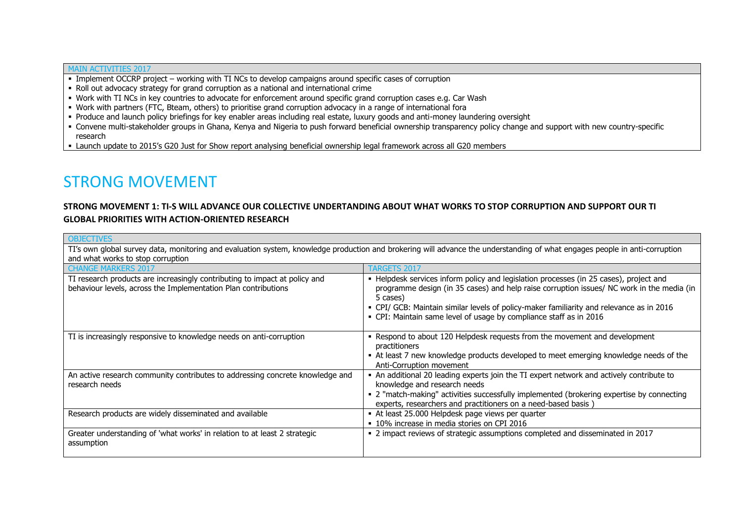| MAIN ACTIVITIES 2017 |
| --- |
| ▪ Implement OCCRP project – working with TI NCs to develop campaigns around specific cases of corruption<br>▪ Roll out advocacy strategy for grand corruption as a national and international crime<br>▪ Work with TI NCs in key countries to advocate for enforcement around specific grand corruption cases e.g. Car Wash<br>▪ Work with partners (FTC, Bteam, others) to prioritise grand corruption advocacy in a range of international fora<br>▪ Produce and launch policy briefings for key enabler areas including real estate, luxury goods and anti-money laundering oversight<br>▪ Convene multi-stakeholder groups in Ghana, Kenya and Nigeria to push forward beneficial ownership transparency policy change and support with new country-specific research<br>▪ Launch update to 2015's G20 Just for Show report analysing beneficial ownership legal framework across all G20 members |

# STRONG MOVEMENT

## STRONG MOVEMENT 1: TI-S WILL ADVANCE OUR COLLECTIVE UNDERTANDING ABOUT WHAT WORKS TO STOP CORRUPTION AND SUPPORT OUR TI GLOBAL PRIORITIES WITH ACTION-ORIENTED RESEARCH

| OBJECTIVES | |
| --- | --- |
| TI's own global survey data, monitoring and evaluation system, knowledge production and brokering will advance the understanding of what engages people in anti-corruption and what works to stop corruption | |
| **CHANGE MARKERS 2017** | **TARGETS 2017** |
| TI research products are increasingly contributing to impact at policy and behaviour levels, across the Implementation Plan contributions | ▪ Helpdesk services inform policy and legislation processes (in 25 cases), project and programme design (in 35 cases) and help raise corruption issues/ NC work in the media (in 5 cases)<br>▪ CPI/ GCB: Maintain similar levels of policy-maker familiarity and relevance as in 2016<br>▪ CPI: Maintain same level of usage by compliance staff as in 2016 |
| TI is increasingly responsive to knowledge needs on anti-corruption | ▪ Respond to about 120 Helpdesk requests from the movement and development practitioners<br>▪ At least 7 new knowledge products developed to meet emerging knowledge needs of the Anti-Corruption movement |
| An active research community contributes to addressing concrete knowledge and research needs | ▪ An additional 20 leading experts join the TI expert network and actively contribute to knowledge and research needs<br>▪ 2 "match-making" activities successfully implemented (brokering expertise by connecting experts, researchers and practitioners on a need-based basis ) |
| Research products are widely disseminated and available | ▪ At least 25.000 Helpdesk page views per quarter<br>▪ 10% increase in media stories on CPI 2016 |
| Greater understanding of 'what works' in relation to at least 2 strategic assumption | ▪ 2 impact reviews of strategic assumptions completed and disseminated in 2017 |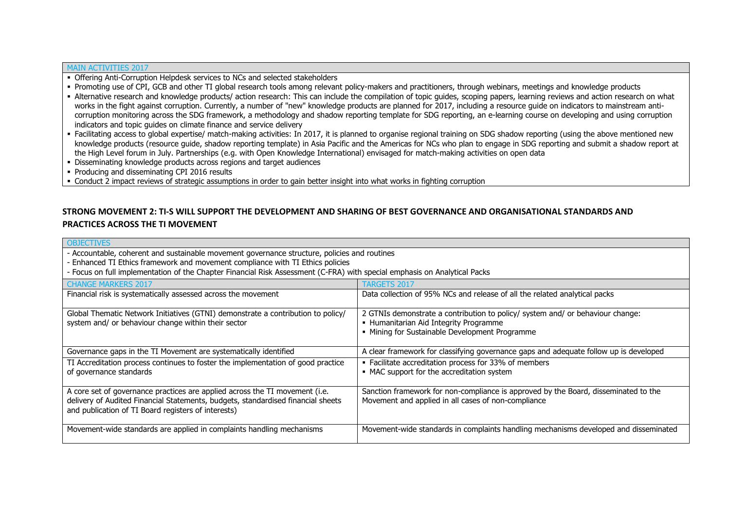| MAIN ACTIVITIES 2017 |
|---|
| ▪ Offering Anti-Corruption Helpdesk services to NCs and selected stakeholders<br>▪ Promoting use of CPI, GCB and other TI global research tools among relevant policy-makers and practitioners, through webinars, meetings and knowledge products<br>▪ Alternative research and knowledge products/ action research: This can include the compilation of topic guides, scoping papers, learning reviews and action research on what works in the fight against corruption. Currently, a number of "new" knowledge products are planned for 2017, including a resource guide on indicators to mainstream anti-corruption monitoring across the SDG framework, a methodology and shadow reporting template for SDG reporting, an e-learning course on developing and using corruption indicators and topic guides on climate finance and service delivery<br>▪ Facilitating access to global expertise/ match-making activities: In 2017, it is planned to organise regional training on SDG shadow reporting (using the above mentioned new knowledge products (resource guide, shadow reporting template) in Asia Pacific and the Americas for NCs who plan to engage in SDG reporting and submit a shadow report at the High Level forum in July. Partnerships (e.g. with Open Knowledge International) envisaged for match-making activities on open data<br>▪ Disseminating knowledge products across regions and target audiences<br>▪ Producing and disseminating CPI 2016 results<br>▪ Conduct 2 impact reviews of strategic assumptions in order to gain better insight into what works in fighting corruption |

## STRONG MOVEMENT 2: TI-S WILL SUPPORT THE DEVELOPMENT AND SHARING OF BEST GOVERNANCE AND ORGANISATIONAL STANDARDS AND PRACTICES ACROSS THE TI MOVEMENT

| OBJECTIVES | |
|---|---|
| - Accountable, coherent and sustainable movement governance structure, policies and routines<br>- Enhanced TI Ethics framework and movement compliance with TI Ethics policies<br>- Focus on full implementation of the Chapter Financial Risk Assessment (C-FRA) with special emphasis on Analytical Packs | |
| **CHANGE MARKERS 2017** | **TARGETS 2017** |
| Financial risk is systematically assessed across the movement | Data collection of 95% NCs and release of all the related analytical packs |
| Global Thematic Network Initiatives (GTNI) demonstrate a contribution to policy/ system and/ or behaviour change within their sector | 2 GTNIs demonstrate a contribution to policy/ system and/ or behaviour change:<br>▪ Humanitarian Aid Integrity Programme<br>▪ Mining for Sustainable Development Programme |
| Governance gaps in the TI Movement are systematically identified | A clear framework for classifying governance gaps and adequate follow up is developed |
| TI Accreditation process continues to foster the implementation of good practice of governance standards | ▪ Facilitate accreditation process for 33% of members<br>▪ MAC support for the accreditation system |
| A core set of governance practices are applied across the TI movement (i.e. delivery of Audited Financial Statements, budgets, standardised financial sheets and publication of TI Board registers of interests) | Sanction framework for non-compliance is approved by the Board, disseminated to the Movement and applied in all cases of non-compliance |
| Movement-wide standards are applied in complaints handling mechanisms | Movement-wide standards in complaints handling mechanisms developed and disseminated |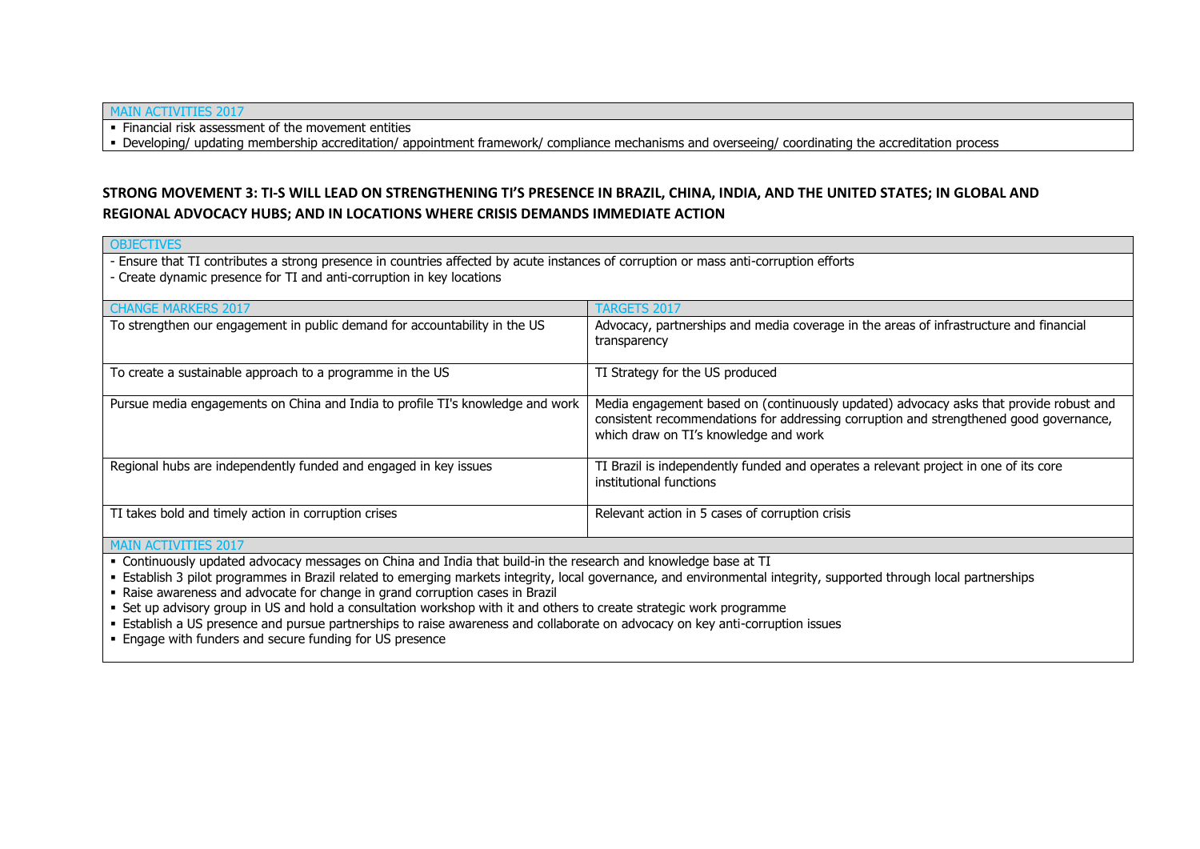| MAIN ACTIVITIES 2017 |
|---|
| ▪ Financial risk assessment of the movement entities<br>▪ Developing/ updating membership accreditation/ appointment framework/ compliance mechanisms and overseeing/ coordinating the accreditation process |

## STRONG MOVEMENT 3: TI-S WILL LEAD ON STRENGTHENING TI'S PRESENCE IN BRAZIL, CHINA, INDIA, AND THE UNITED STATES; IN GLOBAL AND REGIONAL ADVOCACY HUBS; AND IN LOCATIONS WHERE CRISIS DEMANDS IMMEDIATE ACTION

| OBJECTIVES | |
|---|---|
| - Ensure that TI contributes a strong presence in countries affected by acute instances of corruption or mass anti-corruption efforts<br>- Create dynamic presence for TI and anti-corruption in key locations | |
| **CHANGE MARKERS 2017** | **TARGETS 2017** |
| To strengthen our engagement in public demand for accountability in the US | Advocacy, partnerships and media coverage in the areas of infrastructure and financial transparency |
| To create a sustainable approach to a programme in the US | TI Strategy for the US produced |
| Pursue media engagements on China and India to profile TI's knowledge and work | Media engagement based on (continuously updated) advocacy asks that provide robust and consistent recommendations for addressing corruption and strengthened good governance, which draw on TI's knowledge and work |
| Regional hubs are independently funded and engaged in key issues | TI Brazil is independently funded and operates a relevant project in one of its core institutional functions |
| TI takes bold and timely action in corruption crises | Relevant action in 5 cases of corruption crisis |
| **MAIN ACTIVITIES 2017** | |
| ▪ Continuously updated advocacy messages on China and India that build-in the research and knowledge base at TI<br>▪ Establish 3 pilot programmes in Brazil related to emerging markets integrity, local governance, and environmental integrity, supported through local partnerships<br>▪ Raise awareness and advocate for change in grand corruption cases in Brazil<br>▪ Set up advisory group in US and hold a consultation workshop with it and others to create strategic work programme<br>▪ Establish a US presence and pursue partnerships to raise awareness and collaborate on advocacy on key anti-corruption issues<br>▪ Engage with funders and secure funding for US presence | |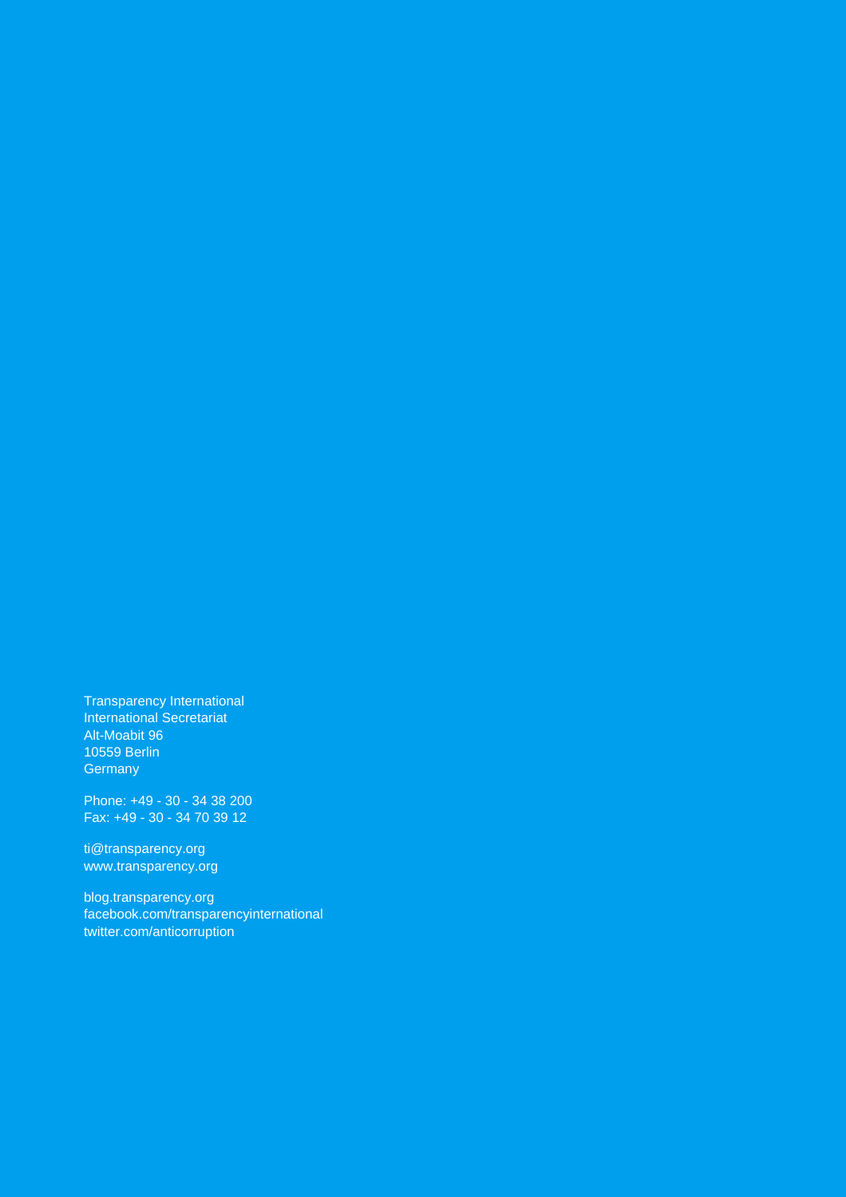Transparency International
International Secretariat
Alt-Moabit 96
10559 Berlin
Germany

Phone: +49 - 30 - 34 38 200
Fax: +49 - 30 - 34 70 39 12

ti@transparency.org
www.transparency.org

blog.transparency.org
facebook.com/transparencyinternational
twitter.com/anticorruption